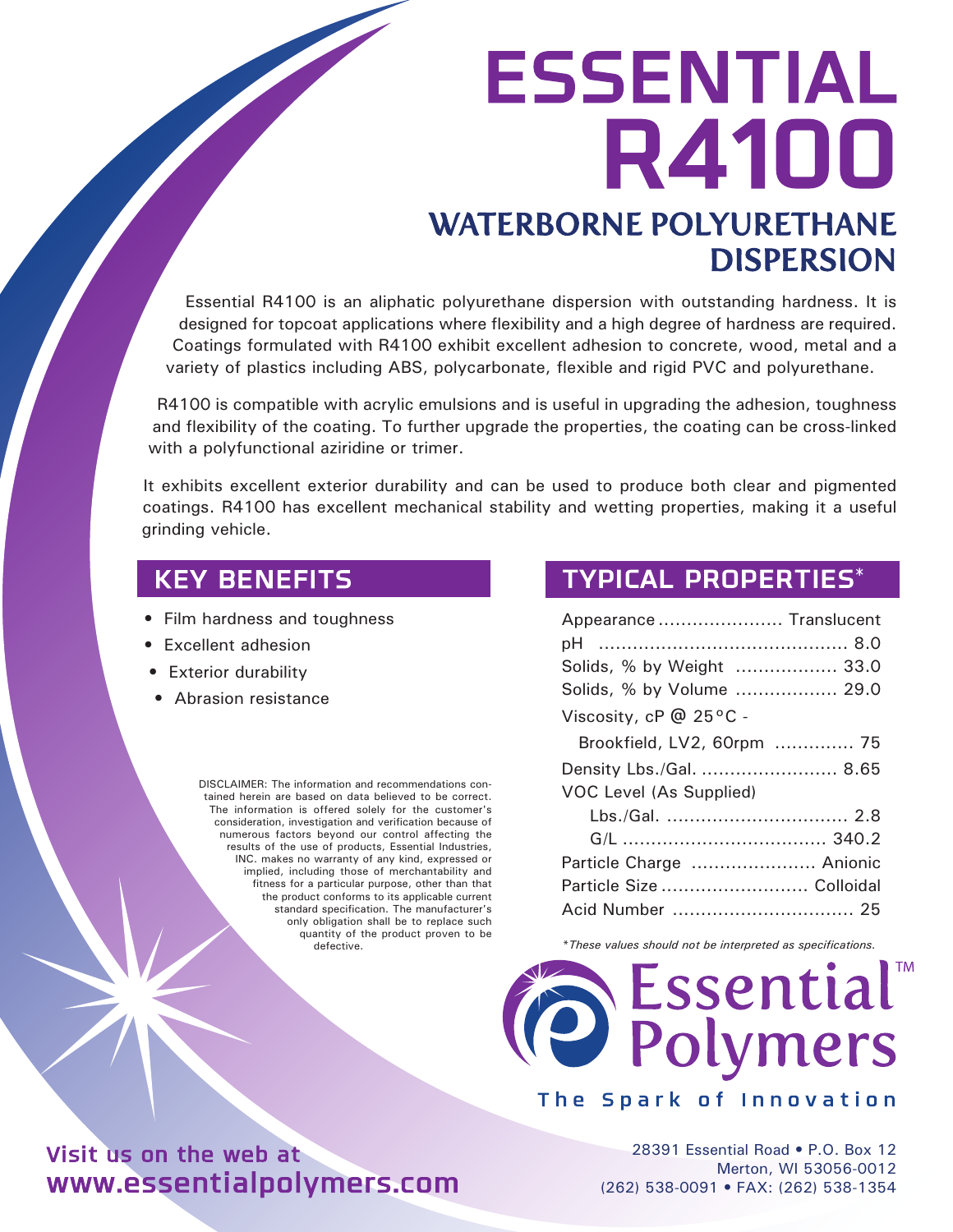# ESSENTIAL R4100

## WATERBORNE POLYURETHANE DISPERSION

Essential R4100 is an aliphatic polyurethane dispersion with outstanding hardness. It is designed for topcoat applications where flexibility and a high degree of hardness are required. Coatings formulated with R4100 exhibit excellent adhesion to concrete, wood, metal and a variety of plastics including ABS, polycarbonate, flexible and rigid PVC and polyurethane.

R4100 is compatible with acrylic emulsions and is useful in upgrading the adhesion, toughness and flexibility of the coating. To further upgrade the properties, the coating can be cross-linked with a polyfunctional aziridine or trimer.

It exhibits excellent exterior durability and can be used to produce both clear and pigmented coatings. R4100 has excellent mechanical stability and wetting properties, making it a useful grinding vehicle.

## KEY BENEFITS

- Film hardness and toughness
- Excellent adhesion
- Exterior durability
- Abrasion resistance

DISCLAIMER: The information and recommendations contained herein are based on data believed to be correct. The information is offered solely for the customer's consideration, investigation and verification because of numerous factors beyond our control affecting the results of the use of products, Essential Industries, INC. makes no warranty of any kind, expressed or implied, including those of merchantability and fitness for a particular purpose, other than that the product conforms to its applicable current standard specification. The manufacturer's only obligation shall be to replace such quantity of the product proven to be defective.

## TYPICAL PROPERTIES*

| Property | Value |
|---|---|
| Appearance | Translucent |
| pH | 8.0 |
| Solids, % by Weight | 33.0 |
| Solids, % by Volume | 29.0 |
| Viscosity, cP @ 25°C - Brookfield, LV2, 60rpm | 75 |
| Density Lbs./Gal. | 8.65 |
| VOC Level (As Supplied) Lbs./Gal. | 2.8 |
| VOC Level (As Supplied) G/L | 340.2 |
| Particle Charge | Anionic |
| Particle Size | Colloidal |
| Acid Number | 25 |

*These values should not be interpreted as specifications.*

Essential Polymers™

The Spark of Innovation

Visit us on the web at
www.essentialpolymers.com

28391 Essential Road • P.O. Box 12
Merton, WI 53056-0012
(262) 538-0091 • FAX: (262) 538-1354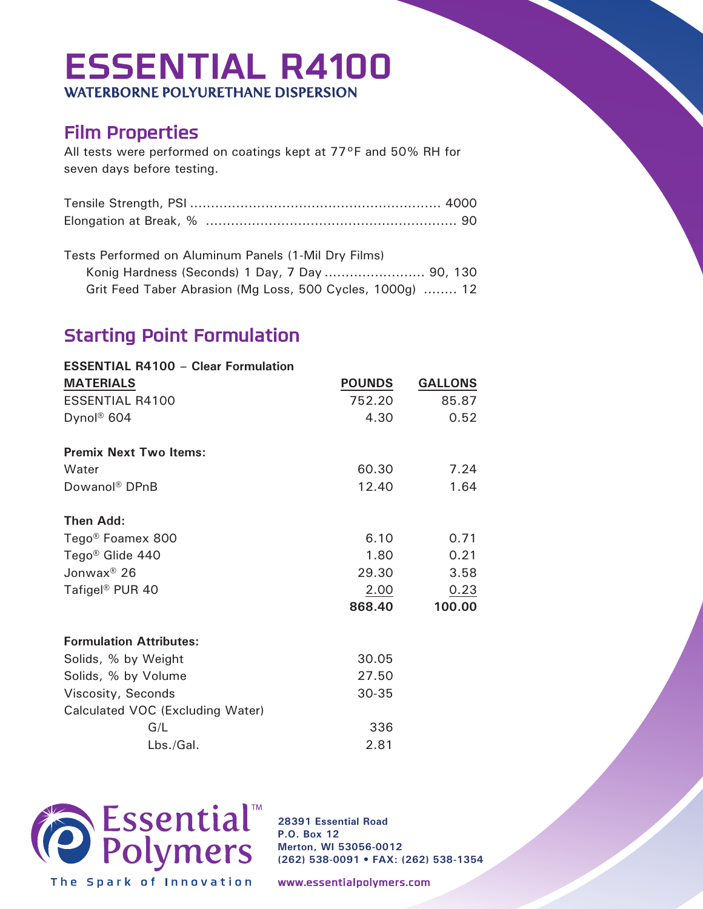# ESSENTIAL R4100

**WATERBORNE POLYURETHANE DISPERSION**

## Film Properties

All tests were performed on coatings kept at 77°F and 50% RH for seven days before testing.

| Property | Value |
|---|---|
| Tensile Strength, PSI | 4000 |
| Elongation at Break, % | 90 |

Tests Performed on Aluminum Panels (1-Mil Dry Films)

| Property | Value |
|---|---|
| Konig Hardness (Seconds) 1 Day, 7 Day | 90, 130 |
| Grit Feed Taber Abrasion (Mg Loss, 500 Cycles, 1000g) | 12 |

## Starting Point Formulation

**ESSENTIAL R4100 – Clear Formulation**

| MATERIALS | POUNDS | GALLONS |
|---|---|---|
| ESSENTIAL R4100 | 752.20 | 85.87 |
| Dynol® 604 | 4.30 | 0.52 |
| **Premix Next Two Items:** | | |
| Water | 60.30 | 7.24 |
| Dowanol® DPnB | 12.40 | 1.64 |
| **Then Add:** | | |
| Tego® Foamex 800 | 6.10 | 0.71 |
| Tego® Glide 440 | 1.80 | 0.21 |
| Jonwax® 26 | 29.30 | 3.58 |
| Tafigel® PUR 40 | 2.00 | 0.23 |
| | **868.40** | **100.00** |

**Formulation Attributes:**

| Attribute | Value |
|---|---|
| Solids, % by Weight | 30.05 |
| Solids, % by Volume | 27.50 |
| Viscosity, Seconds | 30-35 |
| Calculated VOC (Excluding Water) | |
| G/L | 336 |
| Lbs./Gal. | 2.81 |

Essential Polymers™
The Spark of Innovation

**28391 Essential Road**
**P.O. Box 12**
**Merton, WI 53056-0012**
**(262) 538-0091 • FAX: (262) 538-1354**

**www.essentialpolymers.com**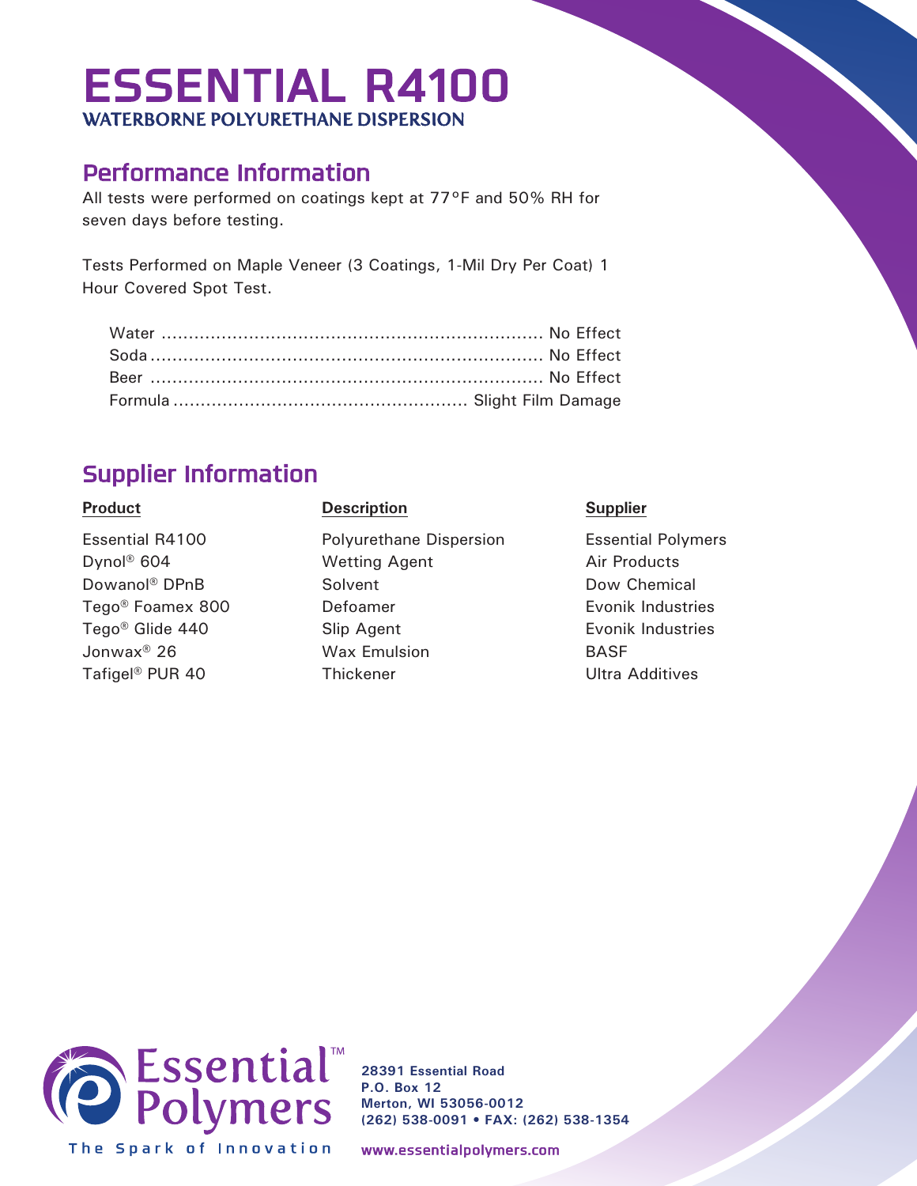# ESSENTIAL R4100

**WATERBORNE POLYURETHANE DISPERSION**

## Performance Information

All tests were performed on coatings kept at 77°F and 50% RH for seven days before testing.

Tests Performed on Maple Veneer (3 Coatings, 1-Mil Dry Per Coat) 1 Hour Covered Spot Test.

| | |
|---|---|
| Water | No Effect |
| Soda | No Effect |
| Beer | No Effect |
| Formula | Slight Film Damage |

## Supplier Information

| Product | Description | Supplier |
|---|---|---|
| Essential R4100 | Polyurethane Dispersion | Essential Polymers |
| Dynol® 604 | Wetting Agent | Air Products |
| Dowanol® DPnB | Solvent | Dow Chemical |
| Tego® Foamex 800 | Defoamer | Evonik Industries |
| Tego® Glide 440 | Slip Agent | Evonik Industries |
| Jonwax® 26 | Wax Emulsion | BASF |
| Tafigel® PUR 40 | Thickener | Ultra Additives |

Essential™ Polymers
The Spark of Innovation

**28391 Essential Road**
**P.O. Box 12**
**Merton, WI 53056-0012**
**(262) 538-0091 • FAX: (262) 538-1354**

**www.essentialpolymers.com**